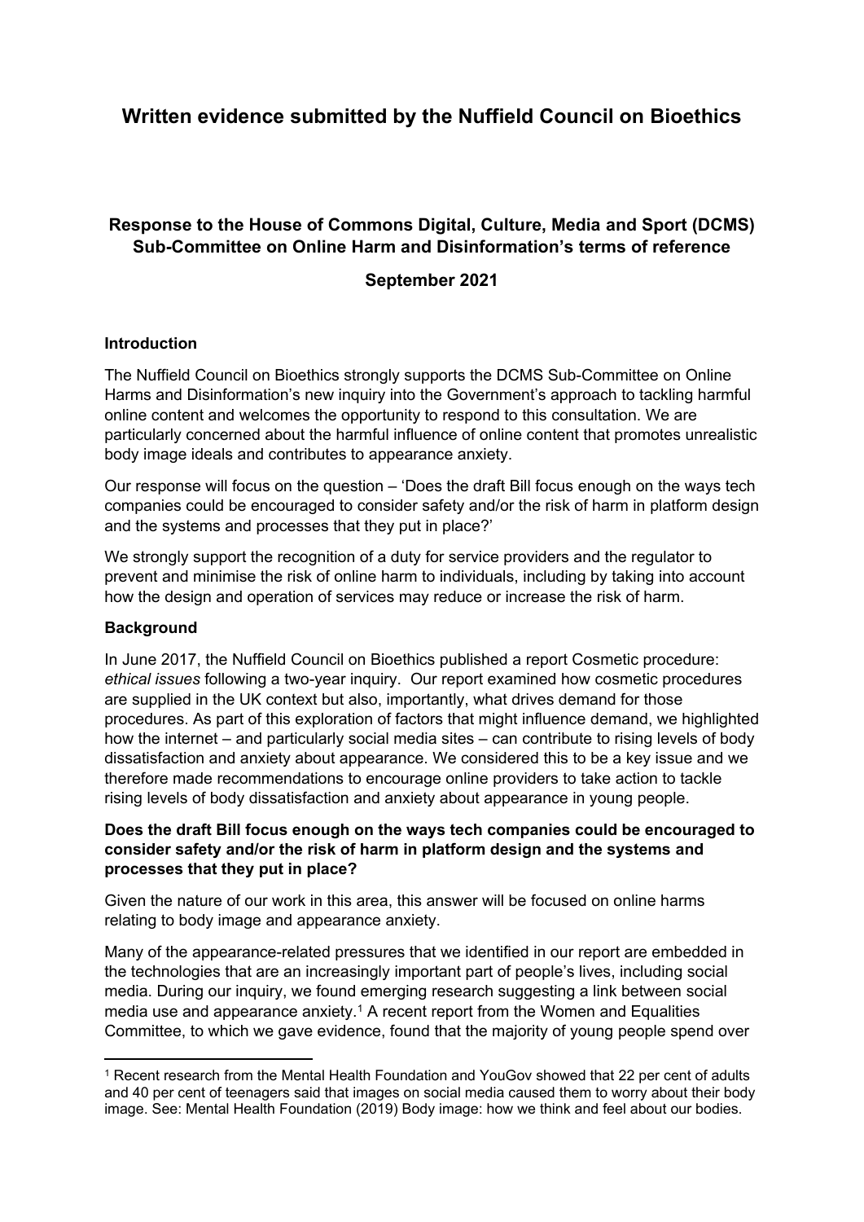# Written evidence submitted by the Nuffield Council on Bioethics

## Response to the House of Commons Digital, Culture, Media and Sport (DCMS) Sub-Committee on Online Harm and Disinformation's terms of reference

## September 2021

### Introduction

The Nuffield Council on Bioethics strongly supports the DCMS Sub-Committee on Online Harms and Disinformation's new inquiry into the Government's approach to tackling harmful online content and welcomes the opportunity to respond to this consultation. We are particularly concerned about the harmful influence of online content that promotes unrealistic body image ideals and contributes to appearance anxiety.

Our response will focus on the question – 'Does the draft Bill focus enough on the ways tech companies could be encouraged to consider safety and/or the risk of harm in platform design and the systems and processes that they put in place?'

We strongly support the recognition of a duty for service providers and the regulator to prevent and minimise the risk of online harm to individuals, including by taking into account how the design and operation of services may reduce or increase the risk of harm.

### Background

In June 2017, the Nuffield Council on Bioethics published a report Cosmetic procedure: *ethical issues* following a two-year inquiry. Our report examined how cosmetic procedures are supplied in the UK context but also, importantly, what drives demand for those procedures. As part of this exploration of factors that might influence demand, we highlighted how the internet – and particularly social media sites – can contribute to rising levels of body dissatisfaction and anxiety about appearance. We considered this to be a key issue and we therefore made recommendations to encourage online providers to take action to tackle rising levels of body dissatisfaction and anxiety about appearance in young people.

### Does the draft Bill focus enough on the ways tech companies could be encouraged to consider safety and/or the risk of harm in platform design and the systems and processes that they put in place?

Given the nature of our work in this area, this answer will be focused on online harms relating to body image and appearance anxiety.

Many of the appearance-related pressures that we identified in our report are embedded in the technologies that are an increasingly important part of people's lives, including social media. During our inquiry, we found emerging research suggesting a link between social media use and appearance anxiety.[1] A recent report from the Women and Equalities Committee, to which we gave evidence, found that the majority of young people spend over

---

[1] Recent research from the Mental Health Foundation and YouGov showed that 22 per cent of adults and 40 per cent of teenagers said that images on social media caused them to worry about their body image. See: Mental Health Foundation (2019) Body image: how we think and feel about our bodies.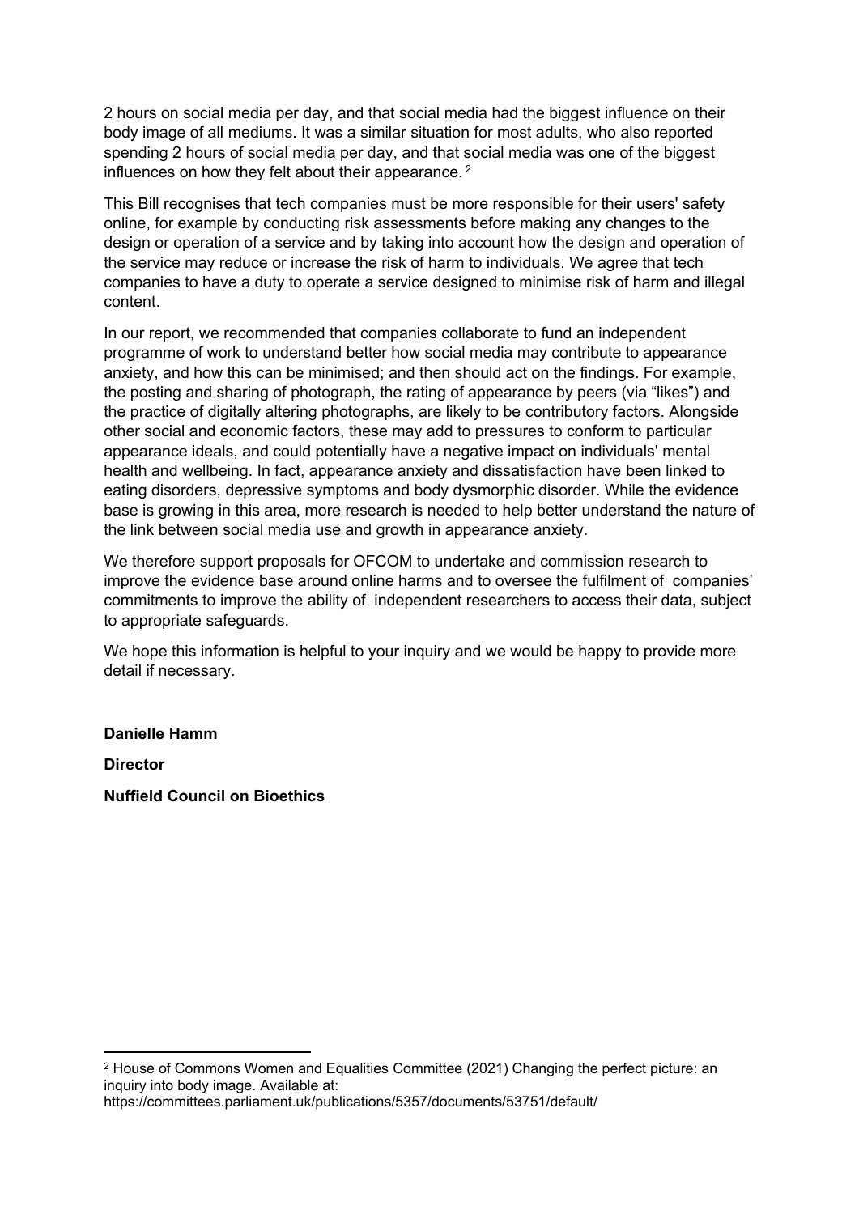2 hours on social media per day, and that social media had the biggest influence on their body image of all mediums. It was a similar situation for most adults, who also reported spending 2 hours of social media per day, and that social media was one of the biggest influences on how they felt about their appearance. [2]

This Bill recognises that tech companies must be more responsible for their users' safety online, for example by conducting risk assessments before making any changes to the design or operation of a service and by taking into account how the design and operation of the service may reduce or increase the risk of harm to individuals. We agree that tech companies to have a duty to operate a service designed to minimise risk of harm and illegal content.

In our report, we recommended that companies collaborate to fund an independent programme of work to understand better how social media may contribute to appearance anxiety, and how this can be minimised; and then should act on the findings. For example, the posting and sharing of photograph, the rating of appearance by peers (via "likes") and the practice of digitally altering photographs, are likely to be contributory factors. Alongside other social and economic factors, these may add to pressures to conform to particular appearance ideals, and could potentially have a negative impact on individuals' mental health and wellbeing. In fact, appearance anxiety and dissatisfaction have been linked to eating disorders, depressive symptoms and body dysmorphic disorder. While the evidence base is growing in this area, more research is needed to help better understand the nature of the link between social media use and growth in appearance anxiety.

We therefore support proposals for OFCOM to undertake and commission research to improve the evidence base around online harms and to oversee the fulfilment of companies' commitments to improve the ability of independent researchers to access their data, subject to appropriate safeguards.

We hope this information is helpful to your inquiry and we would be happy to provide more detail if necessary.

**Danielle Hamm**

**Director**

**Nuffield Council on Bioethics**

[2] House of Commons Women and Equalities Committee (2021) Changing the perfect picture: an inquiry into body image. Available at: https://committees.parliament.uk/publications/5357/documents/53751/default/